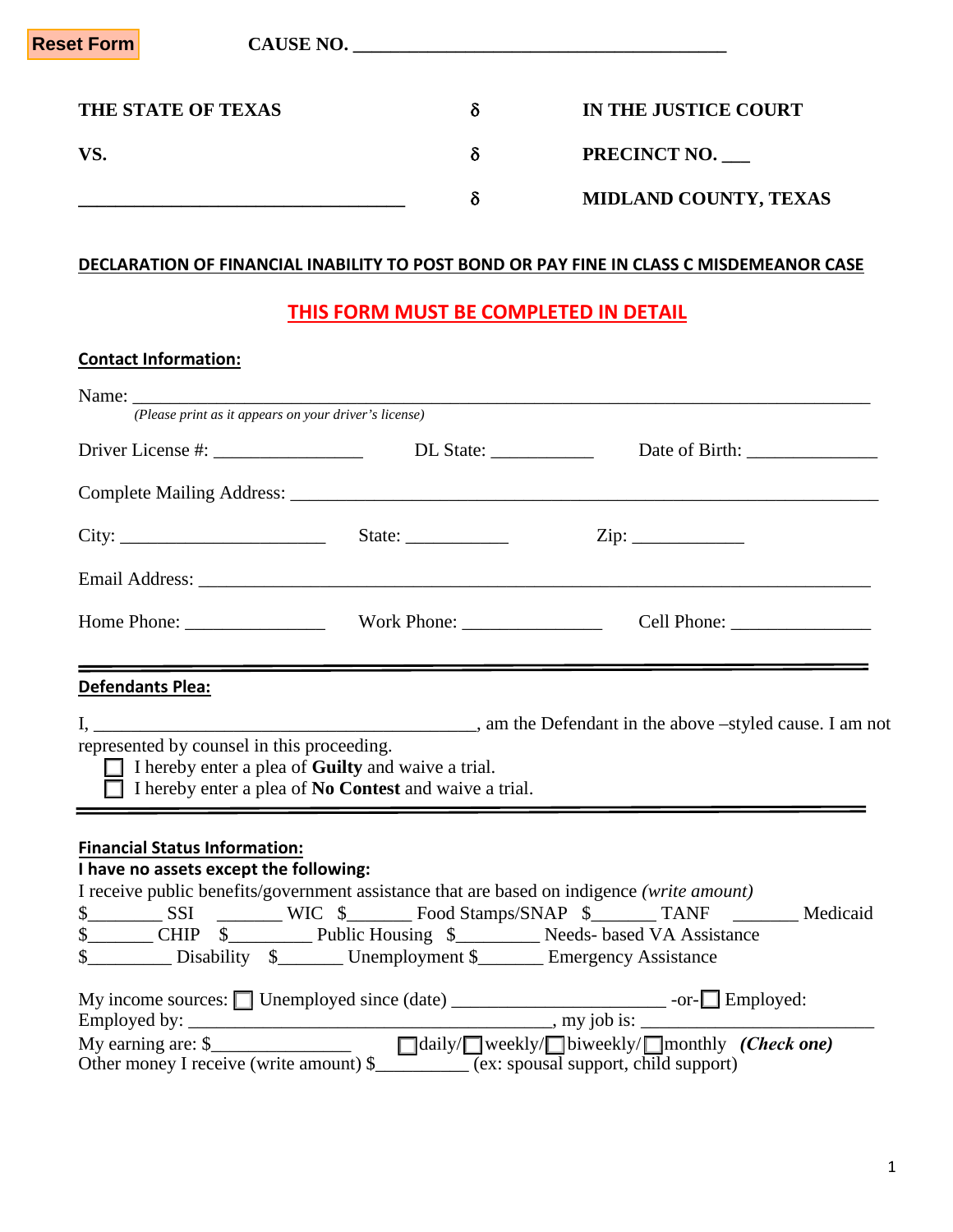Reset Form

CAUSE NO. ______________________________________

| | | |
|---|---|---|
| **THE STATE OF TEXAS** | δ | **IN THE JUSTICE COURT** |
| **VS.** | δ | **PRECINCT NO. ___** |
| ________________________________ | δ | **MIDLAND COUNTY, TEXAS** |

## DECLARATION OF FINANCIAL INABILITY TO POST BOND OR PAY FINE IN CLASS C MISDEMEANOR CASE

**THIS FORM MUST BE COMPLETED IN DETAIL**

### Contact Information:

Name: ______________________________________________________________________
*(Please print as it appears on your driver's license)*

Driver License #: ________________ DL State: ___________ Date of Birth: ______________

Complete Mailing Address: ______________________________________________________

City: ______________________ State: ___________ Zip: ____________

Email Address: ________________________________________________________________

Home Phone: _______________ Work Phone: _______________ Cell Phone: _______________

---

### Defendants Plea:

I, ____________________________________________, am the Defendant in the above –styled cause. I am not represented by counsel in this proceeding.

- ☐ I hereby enter a plea of **Guilty** and waive a trial.
- ☐ I hereby enter a plea of **No Contest** and waive a trial.

---

### Financial Status Information:

**I have no assets except the following:**

I receive public benefits/government assistance that are based on indigence *(write amount)*

$________ SSI _______ WIC $_______ Food Stamps/SNAP $_______ TANF _______ Medicaid
$_______ CHIP $_________ Public Housing $_________ Needs- based VA Assistance
$_________ Disability $_______ Unemployment $_______ Emergency Assistance

My income sources: ☐ Unemployed since (date) _______________________ -or-☐ Employed:
Employed by: ________________________________________, my job is: _________________________
My earning are: $_______________ ☐daily/☐weekly/☐biweekly/☐monthly ***(Check one)***
Other money I receive (write amount) $__________ (ex: spousal support, child support)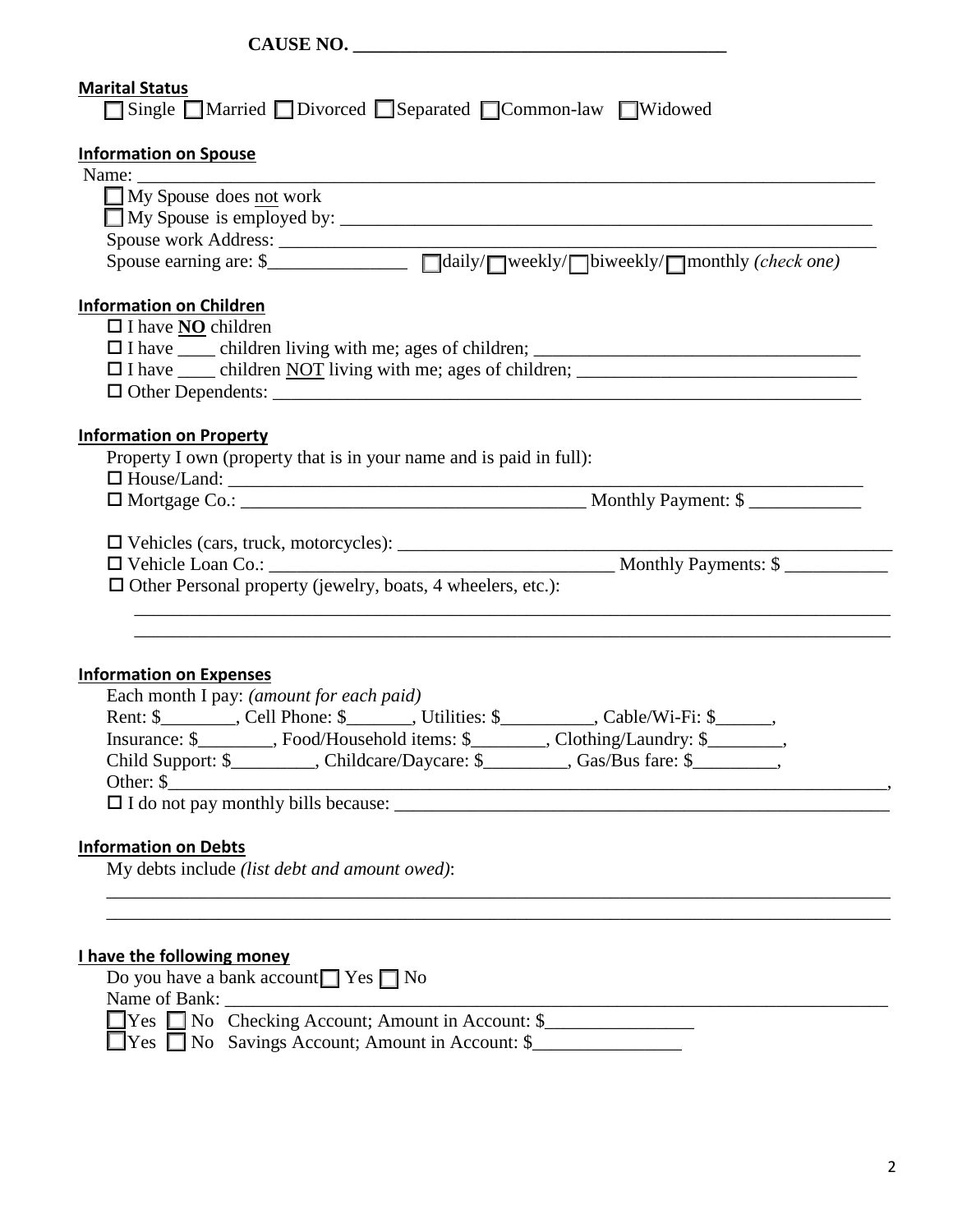**CAUSE NO. ________________________________________**

**Marital Status**

☐ Single ☐ Married ☐ Divorced ☐ Separated ☐ Common-law ☐ Widowed

**Information on Spouse**

Name: ________________________________________________________________________________

☐ My Spouse does not work

☐ My Spouse is employed by: ____________________________________________________________

Spouse work Address: __________________________________________________________________

Spouse earning are: $_______________ ☐ daily/☐ weekly/☐ biweekly/☐ monthly *(check one)*

**Information on Children**

☐ I have **NO** children

☐ I have ____ children living with me; ages of children; ___________________________________

☐ I have ____ children NOT living with me; ages of children; ______________________________

☐ Other Dependents: ______________________________________________________________

**Information on Property**

Property I own (property that is in your name and is paid in full):

☐ House/Land: ___________________________________________________________________

☐ Mortgage Co.: ____________________________________ Monthly Payment: $ ____________

☐ Vehicles (cars, truck, motorcycles): ________________________________________________

☐ Vehicle Loan Co.: ____________________________________ Monthly Payments: $ ___________

☐ Other Personal property (jewelry, boats, 4 wheelers, etc.):

_______________________________________________________________________________

_______________________________________________________________________________

**Information on Expenses**

Each month I pay: *(amount for each paid)*

Rent: $________, Cell Phone: $_______, Utilities: $__________, Cable/Wi-Fi: $______,

Insurance: $________, Food/Household items: $________, Clothing/Laundry: $________,

Child Support: $_________, Childcare/Daycare: $_________, Gas/Bus fare: $_________,

Other: $______________________________________________________________________________,

☐ I do not pay monthly bills because: ________________________________________________

**Information on Debts**

My debts include *(list debt and amount owed)*:

_______________________________________________________________________________

_______________________________________________________________________________

**I have the following money**

Do you have a bank account ☐ Yes ☐ No

Name of Bank: ___________________________________________________________________

☐ Yes ☐ No Checking Account; Amount in Account: $________________

☐ Yes ☐ No Savings Account; Amount in Account: $________________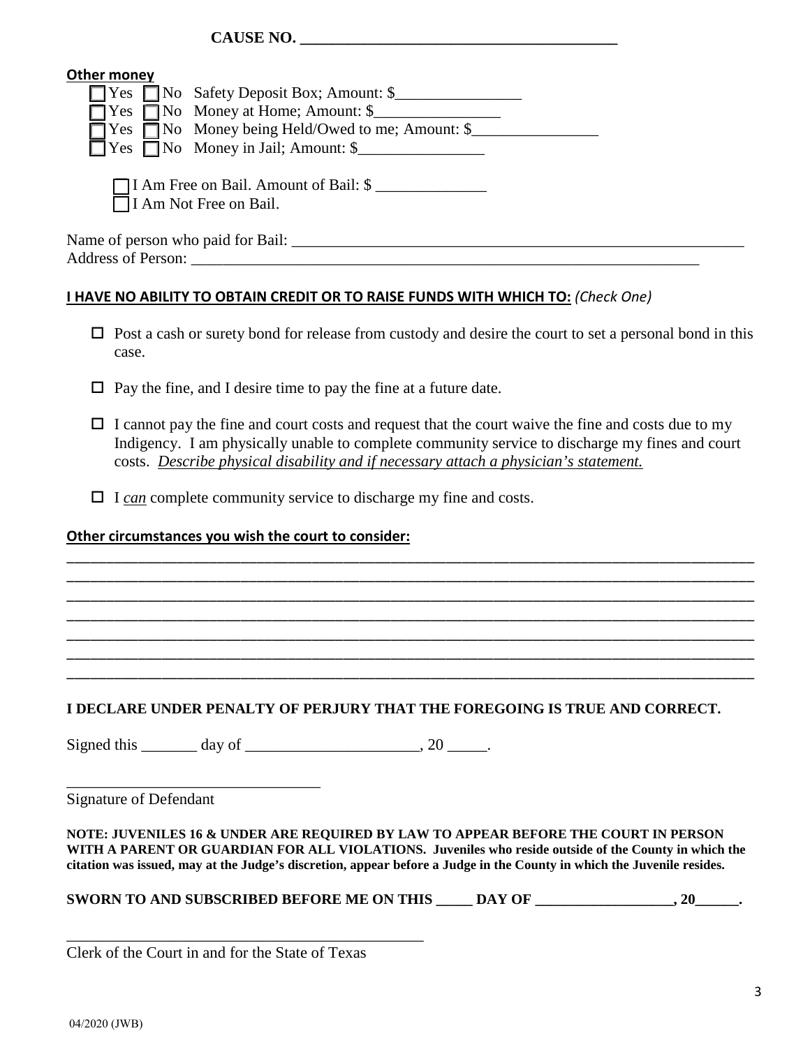**CAUSE NO. _______________________________________**

**Other money**

☐ Yes ☐ No Safety Deposit Box; Amount: $________________
☐ Yes ☐ No Money at Home; Amount: $________________
☐ Yes ☐ No Money being Held/Owed to me; Amount: $________________
☐ Yes ☐ No Money in Jail; Amount: $________________

☐ I Am Free on Bail. Amount of Bail: $ ______________
☐ I Am Not Free on Bail.

Name of person who paid for Bail: ____________________________________________________________
Address of Person: ____________________________________________________________________

**I HAVE NO ABILITY TO OBTAIN CREDIT OR TO RAISE FUNDS WITH WHICH TO:** *(Check One)*

- ☐ Post a cash or surety bond for release from custody and desire the court to set a personal bond in this case.
- ☐ Pay the fine, and I desire time to pay the fine at a future date.
- ☐ I cannot pay the fine and court costs and request that the court waive the fine and costs due to my Indigency. I am physically unable to complete community service to discharge my fines and court costs. *Describe physical disability and if necessary attach a physician's statement.*
- ☐ I *can* complete community service to discharge my fine and costs.

**Other circumstances you wish the court to consider:**

______________________________________________________________________________________
______________________________________________________________________________________
______________________________________________________________________________________
______________________________________________________________________________________
______________________________________________________________________________________
______________________________________________________________________________________
______________________________________________________________________________________

**I DECLARE UNDER PENALTY OF PERJURY THAT THE FOREGOING IS TRUE AND CORRECT.**

Signed this _______ day of ______________________, 20 _____.

________________________________
Signature of Defendant

**NOTE: JUVENILES 16 & UNDER ARE REQUIRED BY LAW TO APPEAR BEFORE THE COURT IN PERSON WITH A PARENT OR GUARDIAN FOR ALL VIOLATIONS. Juveniles who reside outside of the County in which the citation was issued, may at the Judge's discretion, appear before a Judge in the County in which the Juvenile resides.**

**SWORN TO AND SUBSCRIBED BEFORE ME ON THIS _____ DAY OF ___________________, 20______.**

_______________________________________________
Clerk of the Court in and for the State of Texas

04/2020 (JWB)